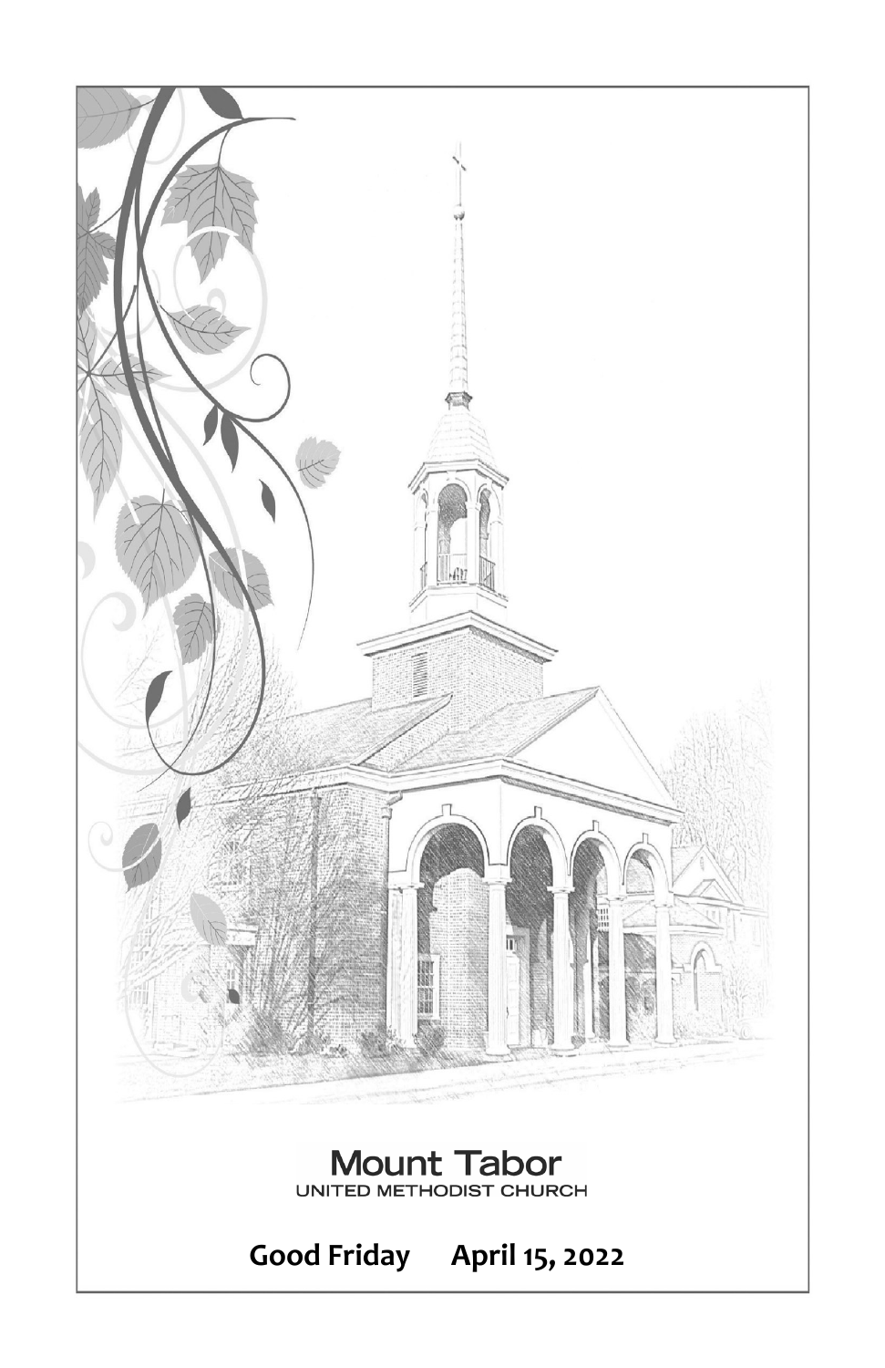# Mount Tabor

UNITED METHODIST CHURCH

**Good Friday April 15, 2022**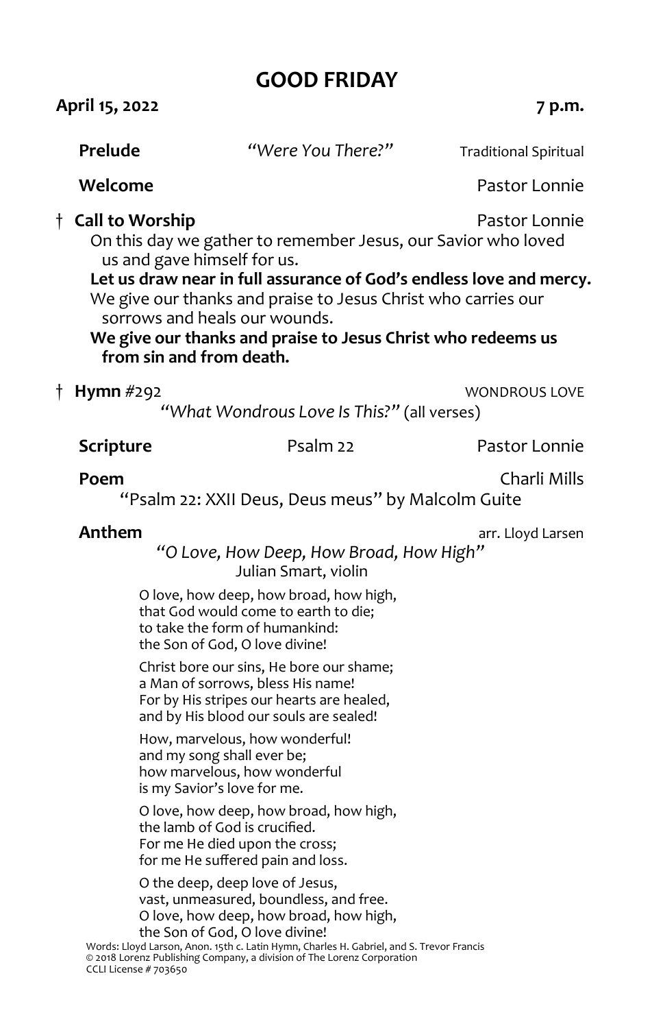# GOOD FRIDAY

**April 15, 2022** **7 p.m.**

**Prelude** *"Were You There?"* Traditional Spiritual

**Welcome** Pastor Lonnie

† **Call to Worship** Pastor Lonnie

On this day we gather to remember Jesus, our Savior who loved us and gave himself for us.

**Let us draw near in full assurance of God's endless love and mercy.**

We give our thanks and praise to Jesus Christ who carries our sorrows and heals our wounds.

**We give our thanks and praise to Jesus Christ who redeems us from sin and from death.**

† **Hymn** #292 WONDROUS LOVE

*"What Wondrous Love Is This?"* (all verses)

**Scripture** Psalm 22 Pastor Lonnie

**Poem** Charli Mills

"Psalm 22: XXII Deus, Deus meus" by Malcolm Guite

**Anthem** arr. Lloyd Larsen

*"O Love, How Deep, How Broad, How High"*

Julian Smart, violin

O love, how deep, how broad, how high,
that God would come to earth to die;
to take the form of humankind:
the Son of God, O love divine!

Christ bore our sins, He bore our shame;
a Man of sorrows, bless His name!
For by His stripes our hearts are healed,
and by His blood our souls are sealed!

How, marvelous, how wonderful!
and my song shall ever be;
how marvelous, how wonderful
is my Savior's love for me.

O love, how deep, how broad, how high,
the lamb of God is crucified.
For me He died upon the cross;
for me He suffered pain and loss.

O the deep, deep love of Jesus,
vast, unmeasured, boundless, and free.
O love, how deep, how broad, how high,
the Son of God, O love divine!

Words: Lloyd Larson, Anon. 15th c. Latin Hymn, Charles H. Gabriel, and S. Trevor Francis
© 2018 Lorenz Publishing Company, a division of The Lorenz Corporation
CCLI License # 703650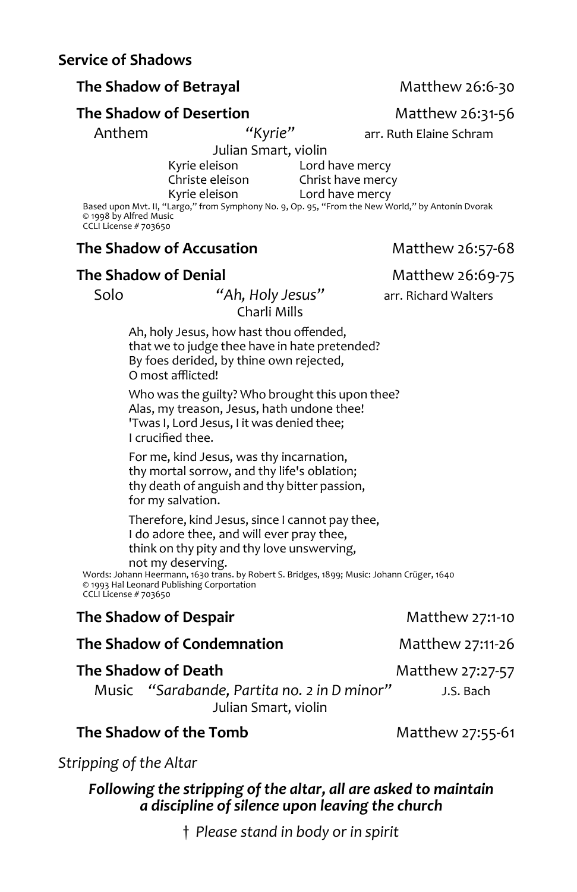## Service of Shadows

**The Shadow of Betrayal** — Matthew 26:6-30

**The Shadow of Desertion** — Matthew 26:31-56

Anthem *"Kyrie"* arr. Ruth Elaine Schram

Julian Smart, violin

| | |
|---|---|
| Kyrie eleison | Lord have mercy |
| Christe eleison | Christ have mercy |
| Kyrie eleison | Lord have mercy |

Based upon Mvt. II, "Largo," from Symphony No. 9, Op. 95, "From the New World," by Antonín Dvorak
© 1998 by Alfred Music
CCLI License # 703650

**The Shadow of Accusation** — Matthew 26:57-68

**The Shadow of Denial** — Matthew 26:69-75

Solo *"Ah, Holy Jesus"* arr. Richard Walters

Charli Mills

Ah, holy Jesus, how hast thou offended,
that we to judge thee have in hate pretended?
By foes derided, by thine own rejected,
O most afflicted!

Who was the guilty? Who brought this upon thee?
Alas, my treason, Jesus, hath undone thee!
'Twas I, Lord Jesus, I it was denied thee;
I crucified thee.

For me, kind Jesus, was thy incarnation,
thy mortal sorrow, and thy life's oblation;
thy death of anguish and thy bitter passion,
for my salvation.

Therefore, kind Jesus, since I cannot pay thee,
I do adore thee, and will ever pray thee,
think on thy pity and thy love unswerving,
not my deserving.

Words: Johann Heermann, 1630 trans. by Robert S. Bridges, 1899; Music: Johann Crüger, 1640
© 1993 Hal Leonard Publishing Corportation
CCLI License # 703650

**The Shadow of Despair** — Matthew 27:1-10

**The Shadow of Condemnation** — Matthew 27:11-26

**The Shadow of Death** — Matthew 27:27-57

Music *"Sarabande, Partita no. 2 in D minor"* J.S. Bach

Julian Smart, violin

**The Shadow of the Tomb** — Matthew 27:55-61

*Stripping of the Altar*

***Following the stripping of the altar, all are asked to maintain a discipline of silence upon leaving the church***

† *Please stand in body or in spirit*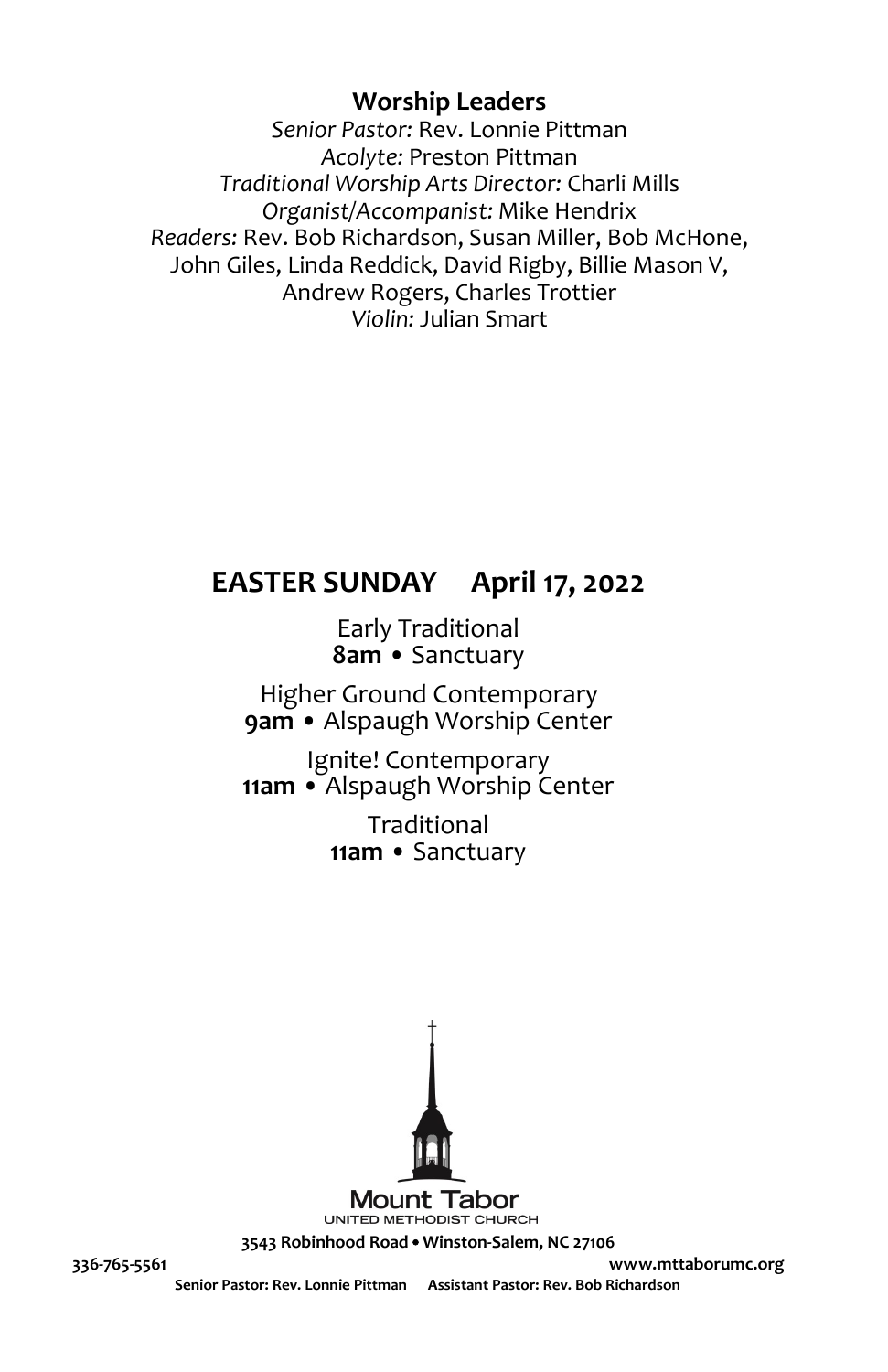**Worship Leaders**

*Senior Pastor:* Rev. Lonnie Pittman
*Acolyte:* Preston Pittman
*Traditional Worship Arts Director:* Charli Mills
*Organist/Accompanist:* Mike Hendrix
*Readers:* Rev. Bob Richardson, Susan Miller, Bob McHone, John Giles, Linda Reddick, David Rigby, Billie Mason V, Andrew Rogers, Charles Trottier
*Violin:* Julian Smart

## EASTER SUNDAY April 17, 2022

Early Traditional
**8am** • Sanctuary

Higher Ground Contemporary
**9am** • Alspaugh Worship Center

Ignite! Contemporary
**11am** • Alspaugh Worship Center

Traditional
**11am** • Sanctuary

Mount Tabor
UNITED METHODIST CHURCH

**3543 Robinhood Road • Winston-Salem, NC 27106**

**336-765-5561** **www.mttaborumc.org**

**Senior Pastor: Rev. Lonnie Pittman Assistant Pastor: Rev. Bob Richardson**